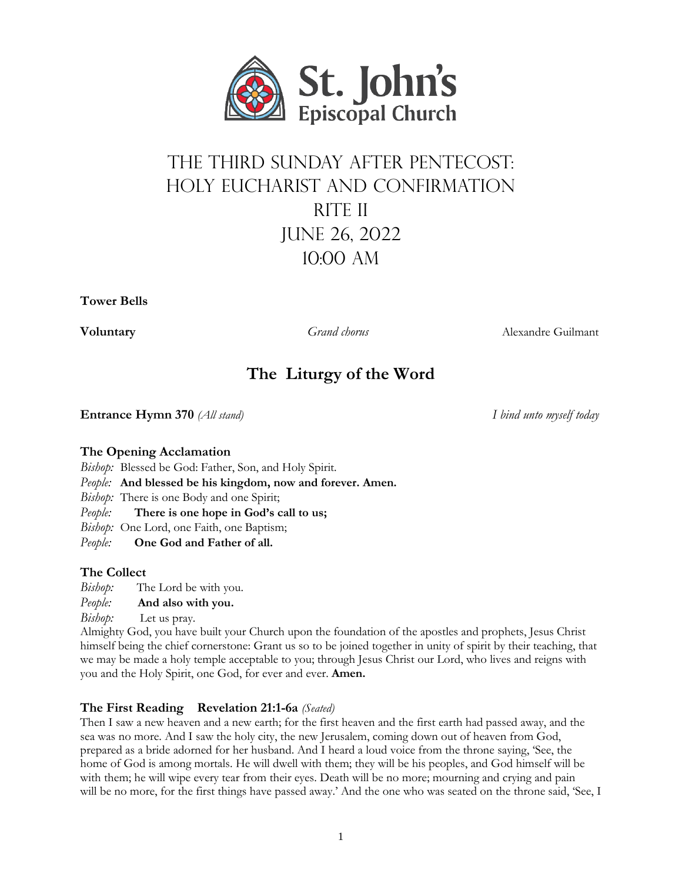St. John's
Episcopal Church

# The Third Sunday After Pentecost: Holy Eucharist and Confirmation Rite II June 26, 2022 10:00 AM

**Tower Bells**

**Voluntary** *Grand chorus* Alexandre Guilmant

## The Liturgy of the Word

**Entrance Hymn 370** *(All stand)* *I bind unto myself today*

### The Opening Acclamation

*Bishop:* Blessed be God: Father, Son, and Holy Spirit.
*People:* **And blessed be his kingdom, now and forever. Amen.**
*Bishop:* There is one Body and one Spirit;
*People:* **There is one hope in God's call to us;**
*Bishop:* One Lord, one Faith, one Baptism;
*People:* **One God and Father of all.**

### The Collect

*Bishop:* The Lord be with you.
*People:* **And also with you.**
*Bishop:* Let us pray.
Almighty God, you have built your Church upon the foundation of the apostles and prophets, Jesus Christ himself being the chief cornerstone: Grant us so to be joined together in unity of spirit by their teaching, that we may be made a holy temple acceptable to you; through Jesus Christ our Lord, who lives and reigns with you and the Holy Spirit, one God, for ever and ever. **Amen.**

### The First Reading Revelation 21:1-6a *(Seated)*

Then I saw a new heaven and a new earth; for the first heaven and the first earth had passed away, and the sea was no more. And I saw the holy city, the new Jerusalem, coming down out of heaven from God, prepared as a bride adorned for her husband. And I heard a loud voice from the throne saying, 'See, the home of God is among mortals. He will dwell with them; they will be his peoples, and God himself will be with them; he will wipe every tear from their eyes. Death will be no more; mourning and crying and pain will be no more, for the first things have passed away.' And the one who was seated on the throne said, 'See, I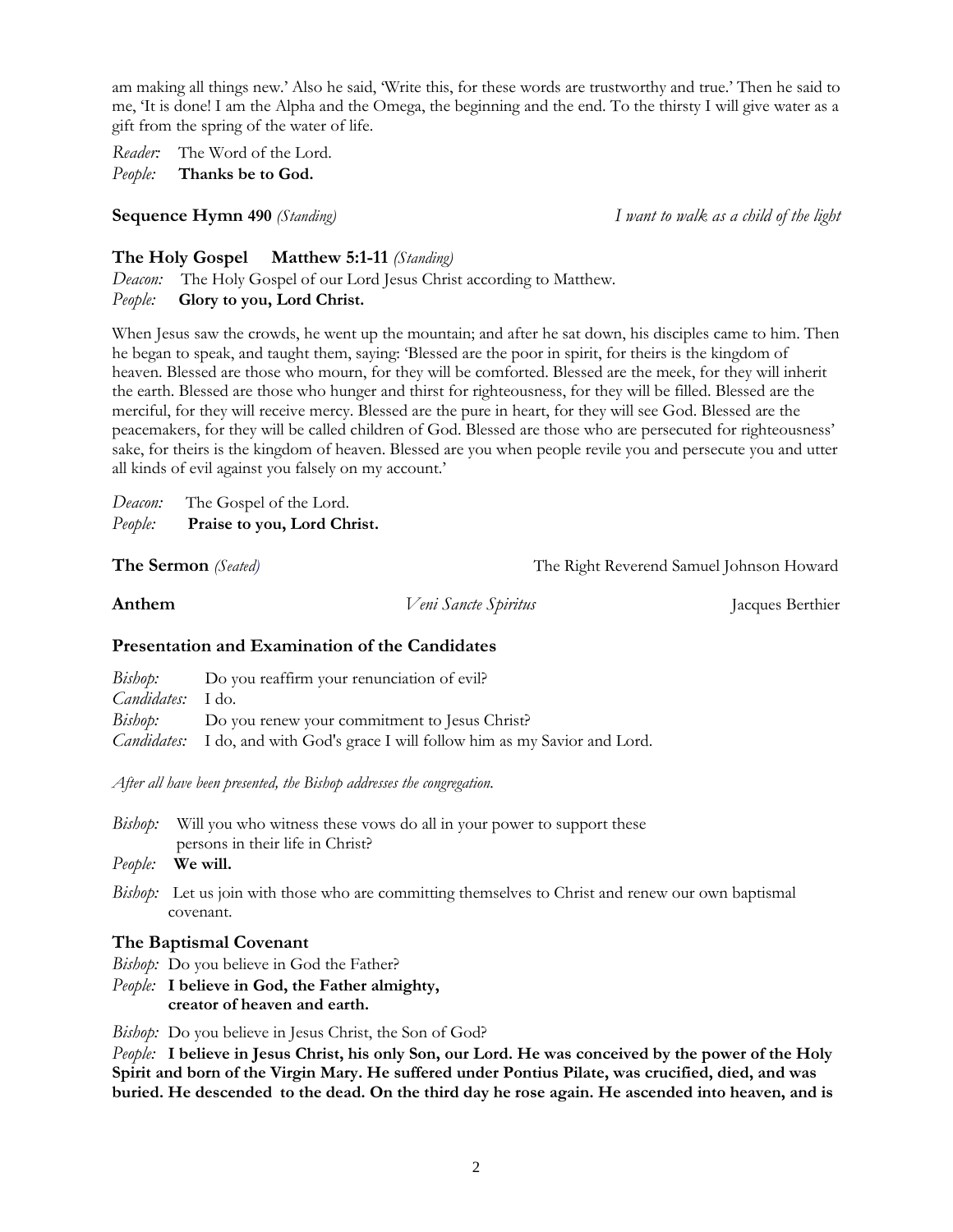am making all things new.' Also he said, 'Write this, for these words are trustworthy and true.' Then he said to me, 'It is done! I am the Alpha and the Omega, the beginning and the end. To the thirsty I will give water as a gift from the spring of the water of life.

*Reader:* The Word of the Lord.
*People:* **Thanks be to God.**

**Sequence Hymn 490** *(Standing)* *I want to walk as a child of the light*

### The Holy Gospel Matthew 5:1-11 *(Standing)*

*Deacon:* The Holy Gospel of our Lord Jesus Christ according to Matthew.
*People:* **Glory to you, Lord Christ.**

When Jesus saw the crowds, he went up the mountain; and after he sat down, his disciples came to him. Then he began to speak, and taught them, saying: 'Blessed are the poor in spirit, for theirs is the kingdom of heaven. Blessed are those who mourn, for they will be comforted. Blessed are the meek, for they will inherit the earth. Blessed are those who hunger and thirst for righteousness, for they will be filled. Blessed are the merciful, for they will receive mercy. Blessed are the pure in heart, for they will see God. Blessed are the peacemakers, for they will be called children of God. Blessed are those who are persecuted for righteousness' sake, for theirs is the kingdom of heaven. Blessed are you when people revile you and persecute you and utter all kinds of evil against you falsely on my account.'

*Deacon:* The Gospel of the Lord.
*People:* **Praise to you, Lord Christ.**

**The Sermon** *(Seated)* The Right Reverend Samuel Johnson Howard

**Anthem** *Veni Sancte Spiritus* Jacques Berthier

### Presentation and Examination of the Candidates

*Bishop:* Do you reaffirm your renunciation of evil?
*Candidates:* I do.
*Bishop:* Do you renew your commitment to Jesus Christ?
*Candidates:* I do, and with God's grace I will follow him as my Savior and Lord.

*After all have been presented, the Bishop addresses the congregation.*

*Bishop:* Will you who witness these vows do all in your power to support these persons in their life in Christ?
*People:* **We will.**

*Bishop:* Let us join with those who are committing themselves to Christ and renew our own baptismal covenant.

### The Baptismal Covenant

*Bishop:* Do you believe in God the Father?
*People:* **I believe in God, the Father almighty, creator of heaven and earth.**

*Bishop:* Do you believe in Jesus Christ, the Son of God?
*People:* **I believe in Jesus Christ, his only Son, our Lord. He was conceived by the power of the Holy Spirit and born of the Virgin Mary. He suffered under Pontius Pilate, was crucified, died, and was buried. He descended to the dead. On the third day he rose again. He ascended into heaven, and is**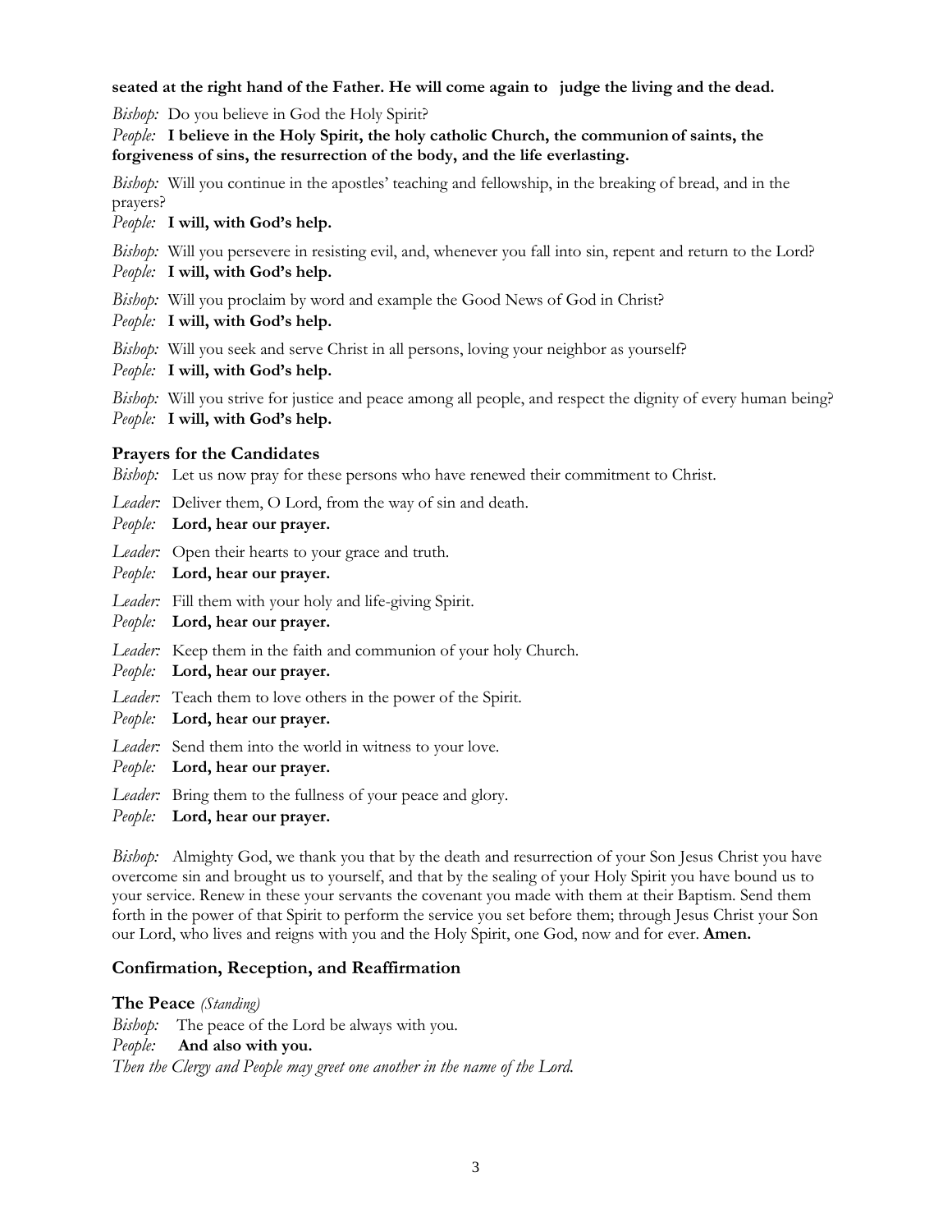**seated at the right hand of the Father. He will come again to judge the living and the dead.**

*Bishop:* Do you believe in God the Holy Spirit?

*People:* **I believe in the Holy Spirit, the holy catholic Church, the communion of saints, the forgiveness of sins, the resurrection of the body, and the life everlasting.**

*Bishop:* Will you continue in the apostles' teaching and fellowship, in the breaking of bread, and in the prayers?

*People:* **I will, with God's help.**

*Bishop:* Will you persevere in resisting evil, and, whenever you fall into sin, repent and return to the Lord?

*People:* **I will, with God's help.**

*Bishop:* Will you proclaim by word and example the Good News of God in Christ?

*People:* **I will, with God's help.**

*Bishop:* Will you seek and serve Christ in all persons, loving your neighbor as yourself?

*People:* **I will, with God's help.**

*Bishop:* Will you strive for justice and peace among all people, and respect the dignity of every human being?

*People:* **I will, with God's help.**

### Prayers for the Candidates

*Bishop:* Let us now pray for these persons who have renewed their commitment to Christ.

*Leader:* Deliver them, O Lord, from the way of sin and death.

*People:* **Lord, hear our prayer.**

*Leader:* Open their hearts to your grace and truth.

*People:* **Lord, hear our prayer.**

*Leader:* Fill them with your holy and life-giving Spirit.

*People:* **Lord, hear our prayer.**

*Leader:* Keep them in the faith and communion of your holy Church.

*People:* **Lord, hear our prayer.**

*Leader:* Teach them to love others in the power of the Spirit.

*People:* **Lord, hear our prayer.**

*Leader:* Send them into the world in witness to your love.

*People:* **Lord, hear our prayer.**

*Leader:* Bring them to the fullness of your peace and glory.

*People:* **Lord, hear our prayer.**

*Bishop:* Almighty God, we thank you that by the death and resurrection of your Son Jesus Christ you have overcome sin and brought us to yourself, and that by the sealing of your Holy Spirit you have bound us to your service. Renew in these your servants the covenant you made with them at their Baptism. Send them forth in the power of that Spirit to perform the service you set before them; through Jesus Christ your Son our Lord, who lives and reigns with you and the Holy Spirit, one God, now and for ever. **Amen.**

### Confirmation, Reception, and Reaffirmation

### The Peace *(Standing)*

*Bishop:* The peace of the Lord be always with you.

*People:* **And also with you.**

*Then the Clergy and People may greet one another in the name of the Lord.*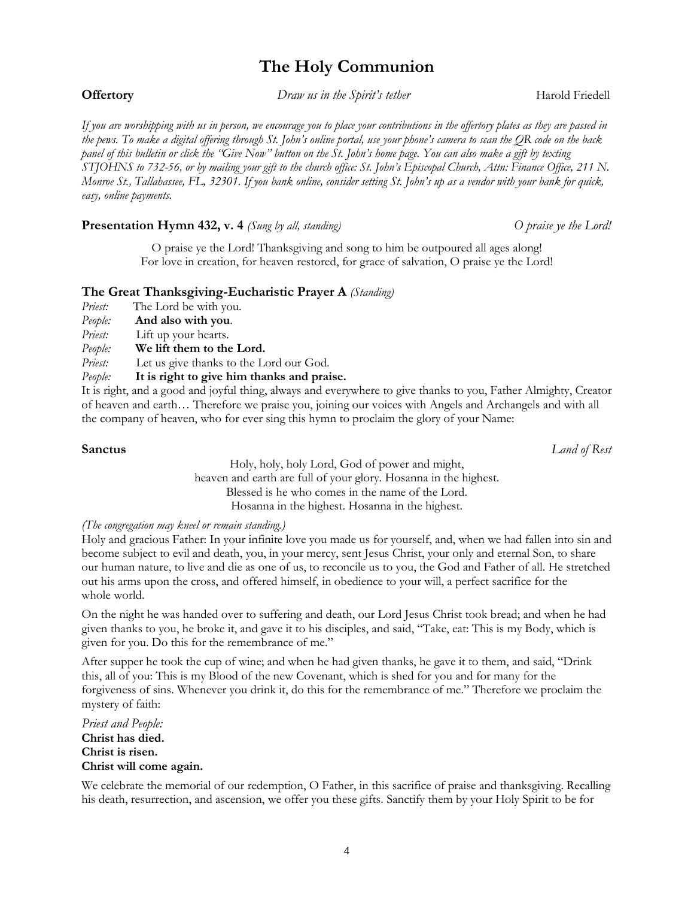# The Holy Communion

**Offertory** *Draw us in the Spirit's tether* Harold Friedell

*If you are worshipping with us in person, we encourage you to place your contributions in the offertory plates as they are passed in the pews. To make a digital offering through St. John's online portal, use your phone's camera to scan the QR code on the back panel of this bulletin or click the "Give Now" button on the St. John's home page. You can also make a gift by texting STJOHNS to 732-56, or by mailing your gift to the church office: St. John's Episcopal Church, Attn: Finance Office, 211 N. Monroe St., Tallahassee, FL, 32301. If you bank online, consider setting St. John's up as a vendor with your bank for quick, easy, online payments.*

**Presentation Hymn 432, v. 4** *(Sung by all, standing)* *O praise ye the Lord!*

O praise ye the Lord! Thanksgiving and song to him be outpoured all ages along!
For love in creation, for heaven restored, for grace of salvation, O praise ye the Lord!

### The Great Thanksgiving-Eucharistic Prayer A *(Standing)*

*Priest:* The Lord be with you.
*People:* **And also with you**.
*Priest:* Lift up your hearts.
*People:* **We lift them to the Lord.**
*Priest:* Let us give thanks to the Lord our God.
*People:* **It is right to give him thanks and praise.**

It is right, and a good and joyful thing, always and everywhere to give thanks to you, Father Almighty, Creator of heaven and earth… Therefore we praise you, joining our voices with Angels and Archangels and with all the company of heaven, who for ever sing this hymn to proclaim the glory of your Name:

**Sanctus** *Land of Rest*

Holy, holy, holy Lord, God of power and might,
heaven and earth are full of your glory. Hosanna in the highest.
Blessed is he who comes in the name of the Lord.
Hosanna in the highest. Hosanna in the highest.

*(The congregation may kneel or remain standing.)*

Holy and gracious Father: In your infinite love you made us for yourself, and, when we had fallen into sin and become subject to evil and death, you, in your mercy, sent Jesus Christ, your only and eternal Son, to share our human nature, to live and die as one of us, to reconcile us to you, the God and Father of all. He stretched out his arms upon the cross, and offered himself, in obedience to your will, a perfect sacrifice for the whole world.

On the night he was handed over to suffering and death, our Lord Jesus Christ took bread; and when he had given thanks to you, he broke it, and gave it to his disciples, and said, "Take, eat: This is my Body, which is given for you. Do this for the remembrance of me."

After supper he took the cup of wine; and when he had given thanks, he gave it to them, and said, "Drink this, all of you: This is my Blood of the new Covenant, which is shed for you and for many for the forgiveness of sins. Whenever you drink it, do this for the remembrance of me." Therefore we proclaim the mystery of faith:

*Priest and People:*
**Christ has died.**
**Christ is risen.**
**Christ will come again.**

We celebrate the memorial of our redemption, O Father, in this sacrifice of praise and thanksgiving. Recalling his death, resurrection, and ascension, we offer you these gifts. Sanctify them by your Holy Spirit to be for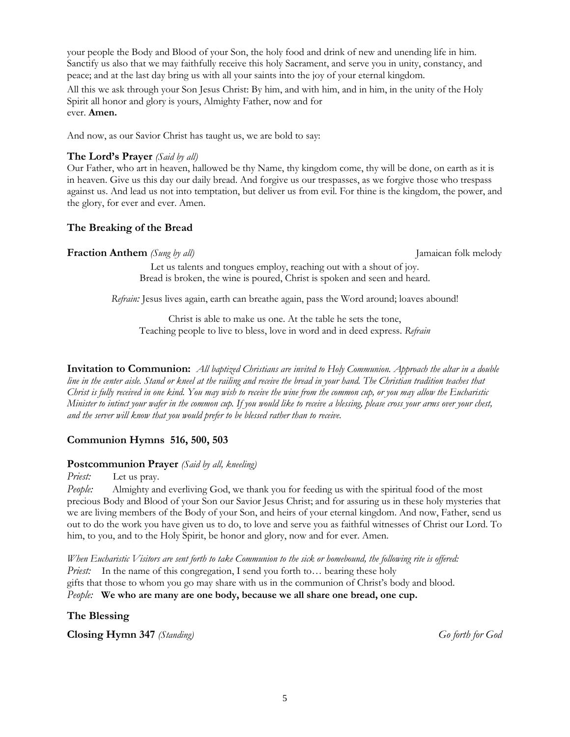your people the Body and Blood of your Son, the holy food and drink of new and unending life in him. Sanctify us also that we may faithfully receive this holy Sacrament, and serve you in unity, constancy, and peace; and at the last day bring us with all your saints into the joy of your eternal kingdom.

All this we ask through your Son Jesus Christ: By him, and with him, and in him, in the unity of the Holy Spirit all honor and glory is yours, Almighty Father, now and for ever. **Amen.**

And now, as our Savior Christ has taught us, we are bold to say:

### The Lord's Prayer *(Said by all)*

Our Father, who art in heaven, hallowed be thy Name, thy kingdom come, thy will be done, on earth as it is in heaven. Give us this day our daily bread. And forgive us our trespasses, as we forgive those who trespass against us. And lead us not into temptation, but deliver us from evil. For thine is the kingdom, the power, and the glory, for ever and ever. Amen.

### The Breaking of the Bread

**Fraction Anthem** *(Sung by all)* Jamaican folk melody

Let us talents and tongues employ, reaching out with a shout of joy.
Bread is broken, the wine is poured, Christ is spoken and seen and heard.

*Refrain:* Jesus lives again, earth can breathe again, pass the Word around; loaves abound!

Christ is able to make us one. At the table he sets the tone,
Teaching people to live to bless, love in word and in deed express. *Refrain*

**Invitation to Communion:** *All baptized Christians are invited to Holy Communion. Approach the altar in a double line in the center aisle. Stand or kneel at the railing and receive the bread in your hand. The Christian tradition teaches that Christ is fully received in one kind. You may wish to receive the wine from the common cup, or you may allow the Eucharistic Minister to intinct your wafer in the common cup. If you would like to receive a blessing, please cross your arms over your chest, and the server will know that you would prefer to be blessed rather than to receive.*

### Communion Hymns 516, 500, 503

### Postcommunion Prayer *(Said by all, kneeling)*

*Priest:* Let us pray.

*People:* Almighty and everliving God, we thank you for feeding us with the spiritual food of the most precious Body and Blood of your Son our Savior Jesus Christ; and for assuring us in these holy mysteries that we are living members of the Body of your Son, and heirs of your eternal kingdom. And now, Father, send us out to do the work you have given us to do, to love and serve you as faithful witnesses of Christ our Lord. To him, to you, and to the Holy Spirit, be honor and glory, now and for ever. Amen.

*When Eucharistic Visitors are sent forth to take Communion to the sick or homebound, the following rite is offered:*

*Priest:* In the name of this congregation, I send you forth to… bearing these holy gifts that those to whom you go may share with us in the communion of Christ's body and blood.

*People:* **We who are many are one body, because we all share one bread, one cup.**

### The Blessing

**Closing Hymn 347** *(Standing)* *Go forth for God*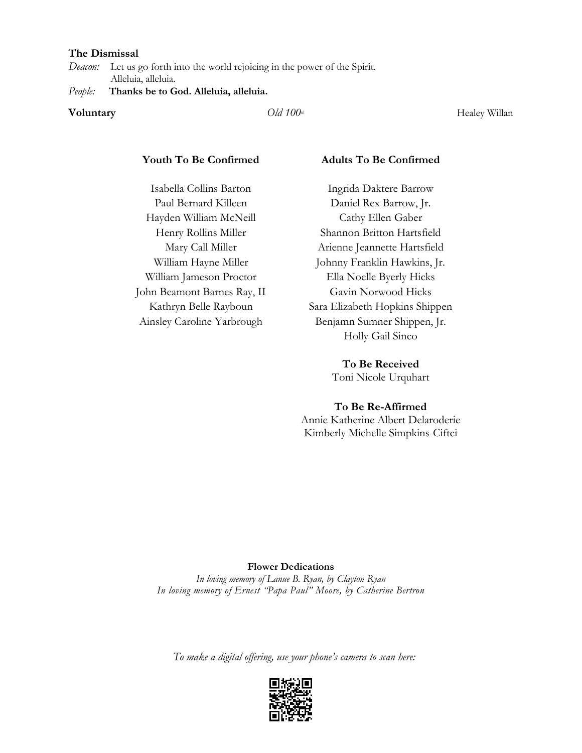**The Dismissal**

*Deacon:* Let us go forth into the world rejoicing in the power of the Spirit. Alleluia, alleluia.

*People:* **Thanks be to God. Alleluia, alleluia.**

**Voluntary** *Old 100th* Healey Willan

**Youth To Be Confirmed**

Isabella Collins Barton
Paul Bernard Killeen
Hayden William McNeill
Henry Rollins Miller
Mary Call Miller
William Hayne Miller
William Jameson Proctor
John Beamont Barnes Ray, II
Kathryn Belle Rayboun
Ainsley Caroline Yarbrough

**Adults To Be Confirmed**

Ingrida Daktere Barrow
Daniel Rex Barrow, Jr.
Cathy Ellen Gaber
Shannon Britton Hartsfield
Arienne Jeannette Hartsfield
Johnny Franklin Hawkins, Jr.
Ella Noelle Byerly Hicks
Gavin Norwood Hicks
Sara Elizabeth Hopkins Shippen
Benjamn Sumner Shippen, Jr.
Holly Gail Sinco

**To Be Received**

Toni Nicole Urquhart

**To Be Re-Affirmed**

Annie Katherine Albert Delaroderie
Kimberly Michelle Simpkins-Ciftci

**Flower Dedications**

*In loving memory of Lanue B. Ryan, by Clayton Ryan*
*In loving memory of Ernest "Papa Paul" Moore, by Catherine Bertron*

*To make a digital offering, use your phone's camera to scan here:*